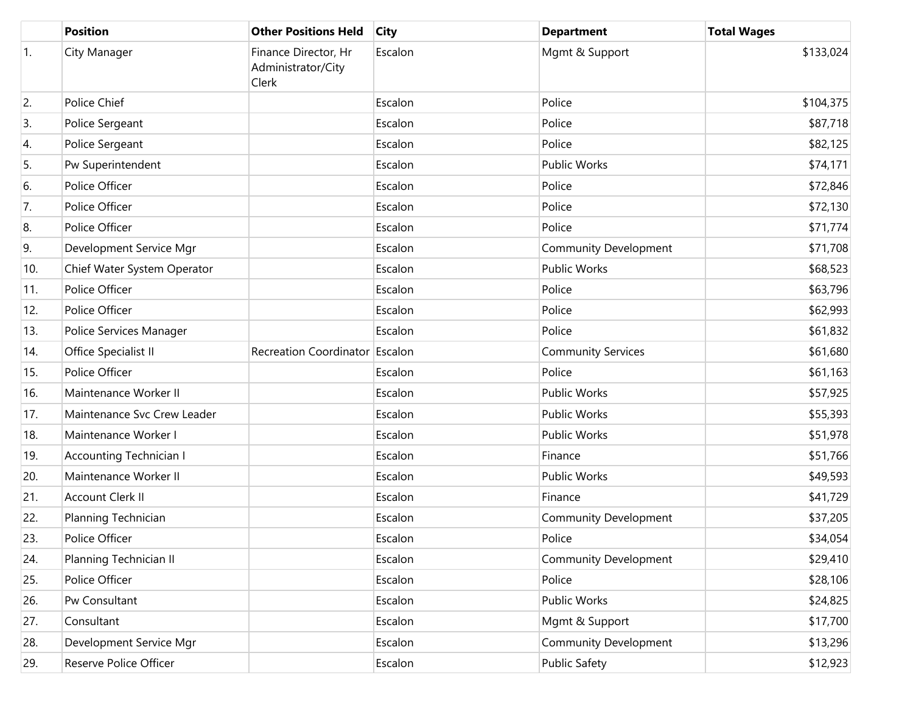| | Position | Other Positions Held | City | Department | Total Wages |
|---|---|---|---|---|---|
| 1. | City Manager | Finance Director, Hr Administrator/City Clerk | Escalon | Mgmt & Support | $133,024 |
| 2. | Police Chief | | Escalon | Police | $104,375 |
| 3. | Police Sergeant | | Escalon | Police | $87,718 |
| 4. | Police Sergeant | | Escalon | Police | $82,125 |
| 5. | Pw Superintendent | | Escalon | Public Works | $74,171 |
| 6. | Police Officer | | Escalon | Police | $72,846 |
| 7. | Police Officer | | Escalon | Police | $72,130 |
| 8. | Police Officer | | Escalon | Police | $71,774 |
| 9. | Development Service Mgr | | Escalon | Community Development | $71,708 |
| 10. | Chief Water System Operator | | Escalon | Public Works | $68,523 |
| 11. | Police Officer | | Escalon | Police | $63,796 |
| 12. | Police Officer | | Escalon | Police | $62,993 |
| 13. | Police Services Manager | | Escalon | Police | $61,832 |
| 14. | Office Specialist II | Recreation Coordinator | Escalon | Community Services | $61,680 |
| 15. | Police Officer | | Escalon | Police | $61,163 |
| 16. | Maintenance Worker II | | Escalon | Public Works | $57,925 |
| 17. | Maintenance Svc Crew Leader | | Escalon | Public Works | $55,393 |
| 18. | Maintenance Worker I | | Escalon | Public Works | $51,978 |
| 19. | Accounting Technician I | | Escalon | Finance | $51,766 |
| 20. | Maintenance Worker II | | Escalon | Public Works | $49,593 |
| 21. | Account Clerk II | | Escalon | Finance | $41,729 |
| 22. | Planning Technician | | Escalon | Community Development | $37,205 |
| 23. | Police Officer | | Escalon | Police | $34,054 |
| 24. | Planning Technician II | | Escalon | Community Development | $29,410 |
| 25. | Police Officer | | Escalon | Police | $28,106 |
| 26. | Pw Consultant | | Escalon | Public Works | $24,825 |
| 27. | Consultant | | Escalon | Mgmt & Support | $17,700 |
| 28. | Development Service Mgr | | Escalon | Community Development | $13,296 |
| 29. | Reserve Police Officer | | Escalon | Public Safety | $12,923 |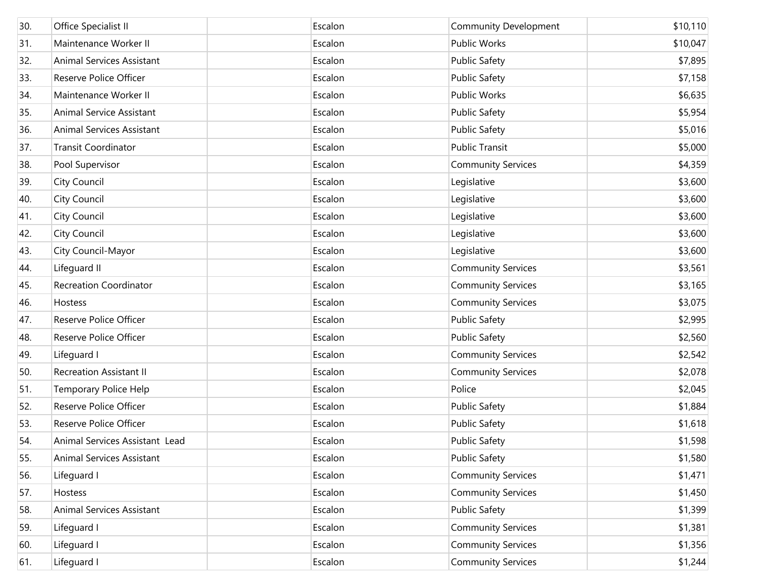| | | | | | |
|---|---|---|---|---|---|
| 30. | Office Specialist II | | Escalon | Community Development | $10,110 |
| 31. | Maintenance Worker II | | Escalon | Public Works | $10,047 |
| 32. | Animal Services Assistant | | Escalon | Public Safety | $7,895 |
| 33. | Reserve Police Officer | | Escalon | Public Safety | $7,158 |
| 34. | Maintenance Worker II | | Escalon | Public Works | $6,635 |
| 35. | Animal Service Assistant | | Escalon | Public Safety | $5,954 |
| 36. | Animal Services Assistant | | Escalon | Public Safety | $5,016 |
| 37. | Transit Coordinator | | Escalon | Public Transit | $5,000 |
| 38. | Pool Supervisor | | Escalon | Community Services | $4,359 |
| 39. | City Council | | Escalon | Legislative | $3,600 |
| 40. | City Council | | Escalon | Legislative | $3,600 |
| 41. | City Council | | Escalon | Legislative | $3,600 |
| 42. | City Council | | Escalon | Legislative | $3,600 |
| 43. | City Council-Mayor | | Escalon | Legislative | $3,600 |
| 44. | Lifeguard II | | Escalon | Community Services | $3,561 |
| 45. | Recreation Coordinator | | Escalon | Community Services | $3,165 |
| 46. | Hostess | | Escalon | Community Services | $3,075 |
| 47. | Reserve Police Officer | | Escalon | Public Safety | $2,995 |
| 48. | Reserve Police Officer | | Escalon | Public Safety | $2,560 |
| 49. | Lifeguard I | | Escalon | Community Services | $2,542 |
| 50. | Recreation Assistant II | | Escalon | Community Services | $2,078 |
| 51. | Temporary Police Help | | Escalon | Police | $2,045 |
| 52. | Reserve Police Officer | | Escalon | Public Safety | $1,884 |
| 53. | Reserve Police Officer | | Escalon | Public Safety | $1,618 |
| 54. | Animal Services Assistant Lead | | Escalon | Public Safety | $1,598 |
| 55. | Animal Services Assistant | | Escalon | Public Safety | $1,580 |
| 56. | Lifeguard I | | Escalon | Community Services | $1,471 |
| 57. | Hostess | | Escalon | Community Services | $1,450 |
| 58. | Animal Services Assistant | | Escalon | Public Safety | $1,399 |
| 59. | Lifeguard I | | Escalon | Community Services | $1,381 |
| 60. | Lifeguard I | | Escalon | Community Services | $1,356 |
| 61. | Lifeguard I | | Escalon | Community Services | $1,244 |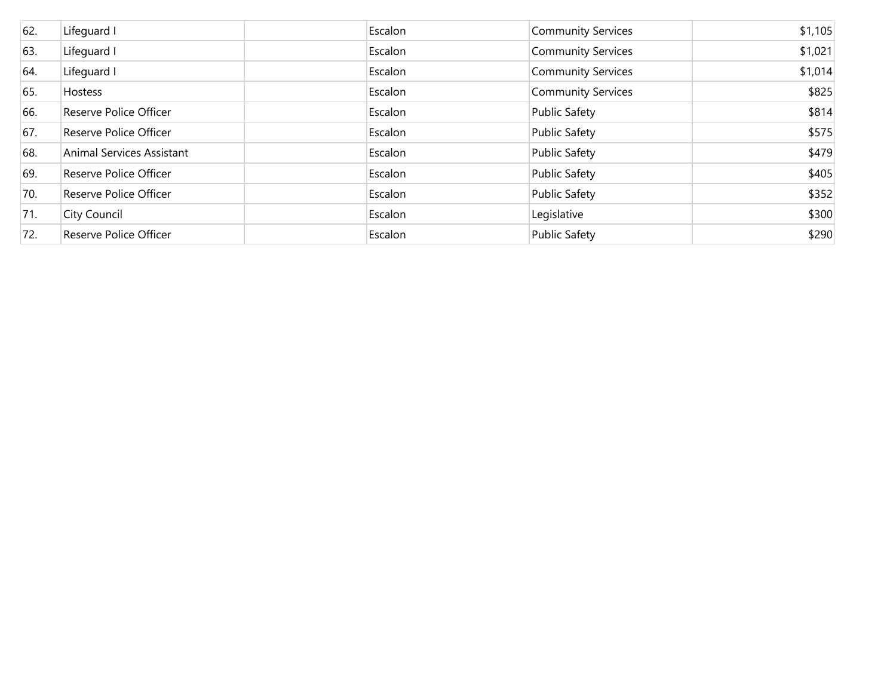| | | | | | |
|---|---|---|---|---|---|
| 62. | Lifeguard I | | Escalon | Community Services | $1,105 |
| 63. | Lifeguard I | | Escalon | Community Services | $1,021 |
| 64. | Lifeguard I | | Escalon | Community Services | $1,014 |
| 65. | Hostess | | Escalon | Community Services | $825 |
| 66. | Reserve Police Officer | | Escalon | Public Safety | $814 |
| 67. | Reserve Police Officer | | Escalon | Public Safety | $575 |
| 68. | Animal Services Assistant | | Escalon | Public Safety | $479 |
| 69. | Reserve Police Officer | | Escalon | Public Safety | $405 |
| 70. | Reserve Police Officer | | Escalon | Public Safety | $352 |
| 71. | City Council | | Escalon | Legislative | $300 |
| 72. | Reserve Police Officer | | Escalon | Public Safety | $290 |